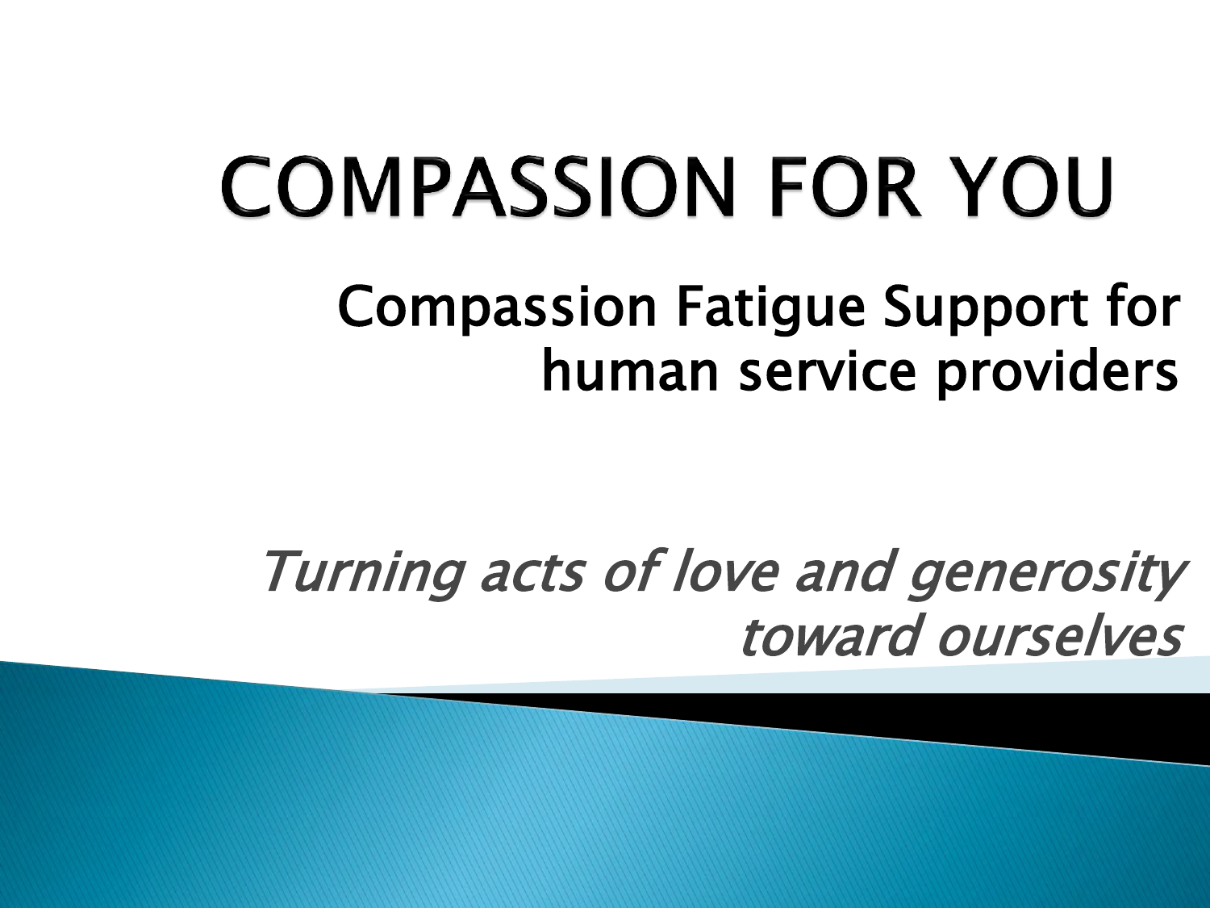# COMPASSION FOR YOU

## Compassion Fatigue Support for human service providers

*Turning acts of love and generosity toward ourselves*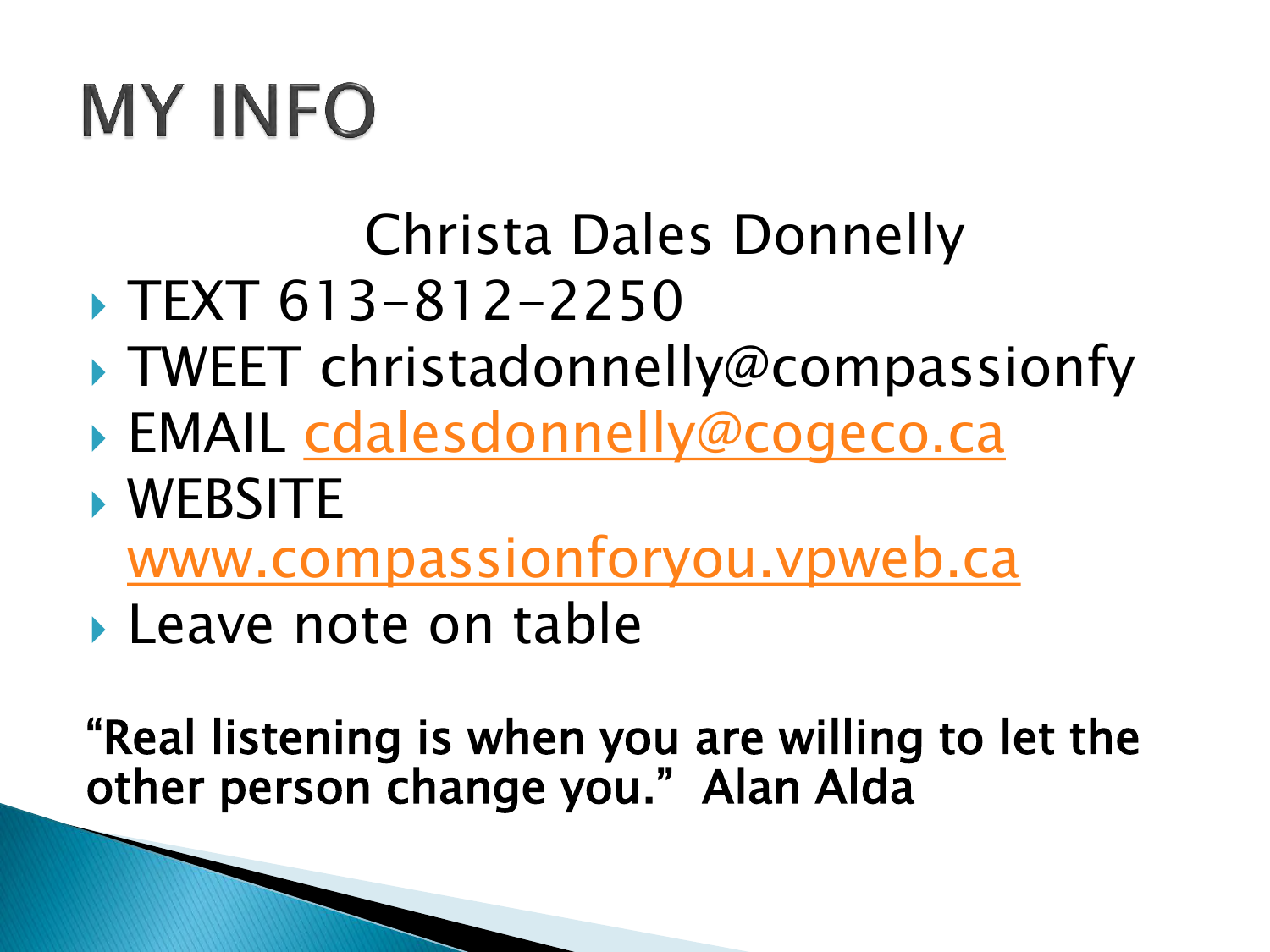# MY INFO

Christa Dales Donnelly

- TEXT 613-812-2250
- TWEET christadonnelly@compassionfy
- EMAIL cdalesdonnelly@cogeco.ca
- WEBSITE www.compassionforyou.vpweb.ca
- Leave note on table

**"Real listening is when you are willing to let the other person change you." Alan Alda**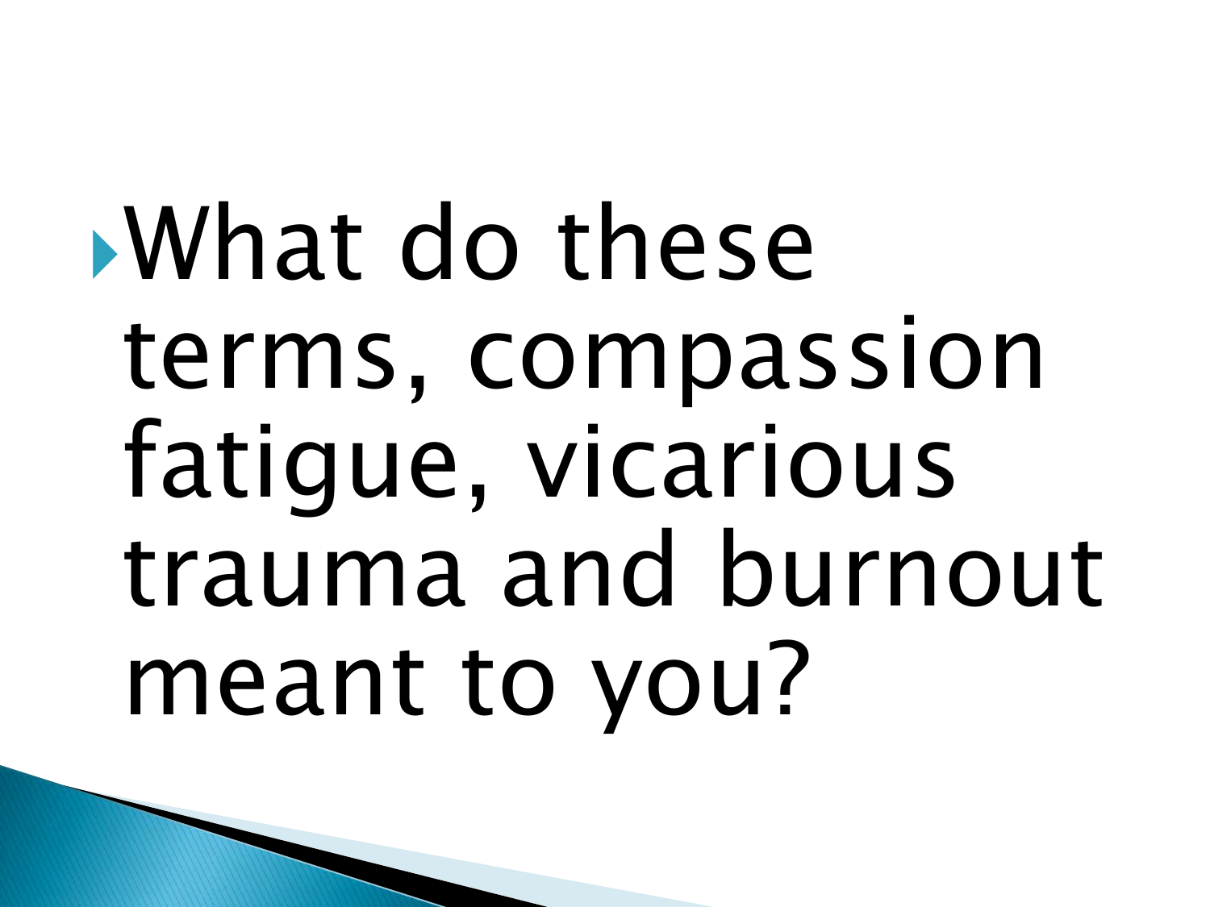- What do these terms, compassion fatigue, vicarious trauma and burnout meant to you?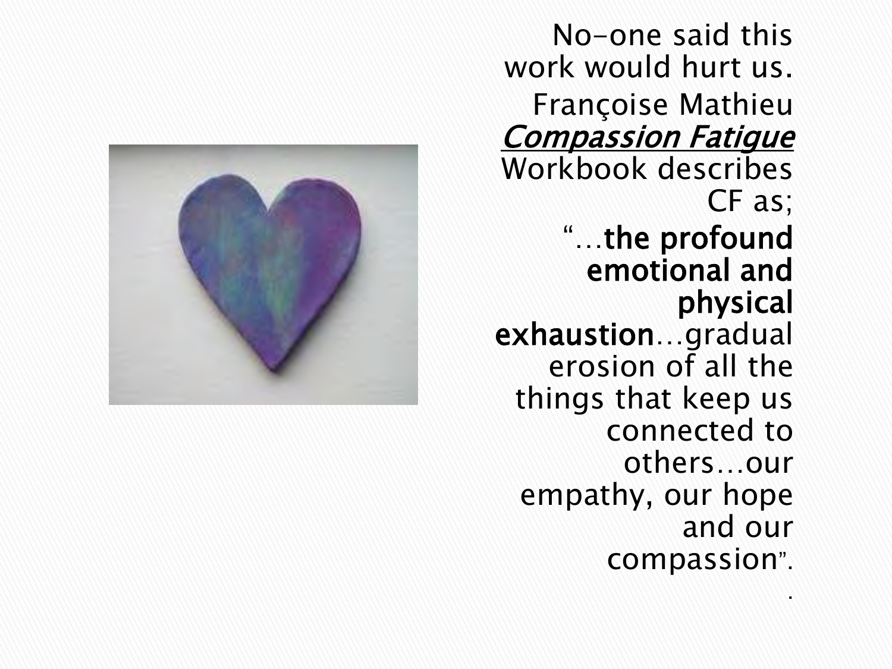No-one said this work would hurt us.

Françoise Mathieu *Compassion Fatigue* Workbook describes CF as;

"…**the profound emotional and physical exhaustion**…gradual erosion of all the things that keep us connected to others…our empathy, our hope and our compassion".

.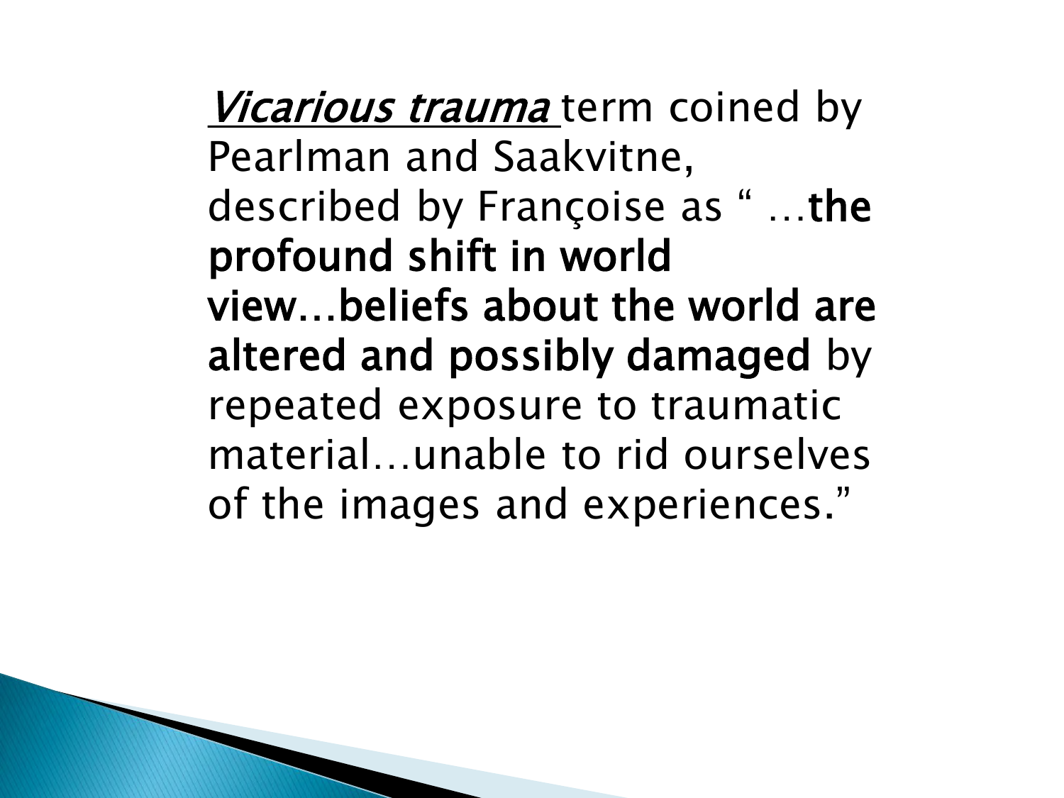*Vicarious trauma* term coined by Pearlman and Saakvitne, described by Françoise as " …**the profound shift in world view…beliefs about the world are altered and possibly damaged** by repeated exposure to traumatic material…unable to rid ourselves of the images and experiences."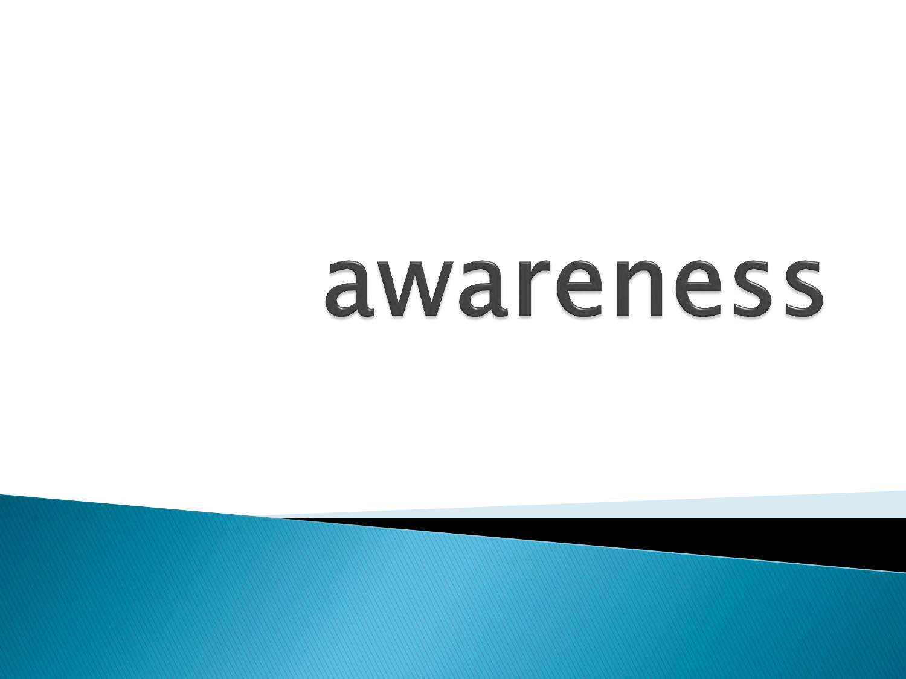# awareness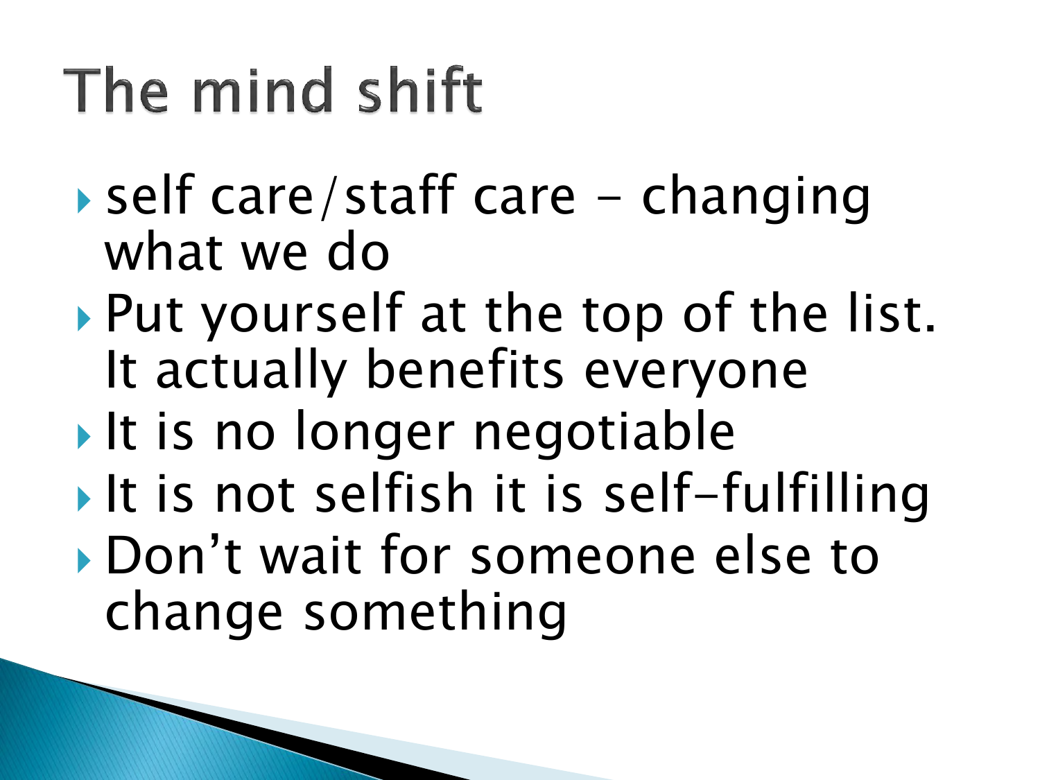# The mind shift

- self care/staff care – changing what we do
- Put yourself at the top of the list. It actually benefits everyone
- It is no longer negotiable
- It is not selfish it is self-fulfilling
- Don't wait for someone else to change something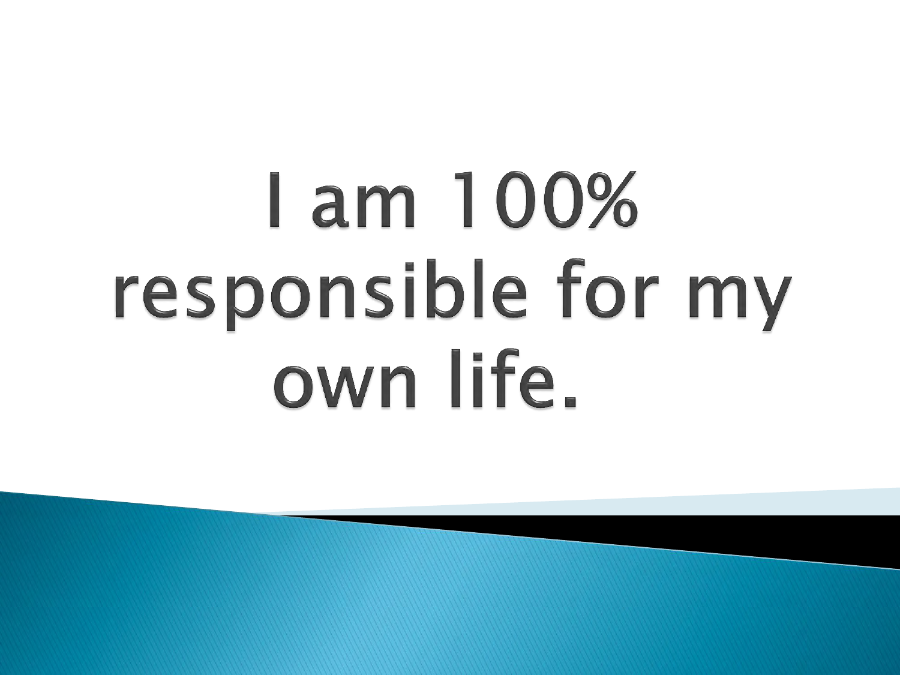# I am 100% responsible for my own life.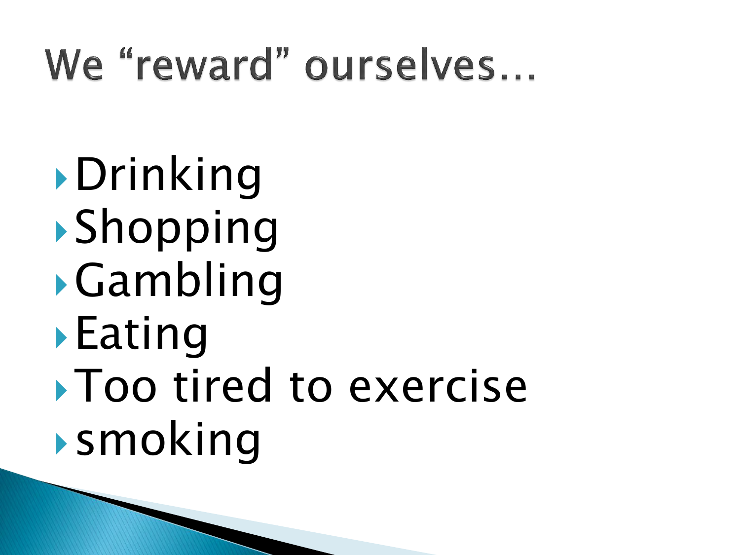# We "reward" ourselves…

- Drinking
- Shopping
- Gambling
- Eating
- Too tired to exercise
- smoking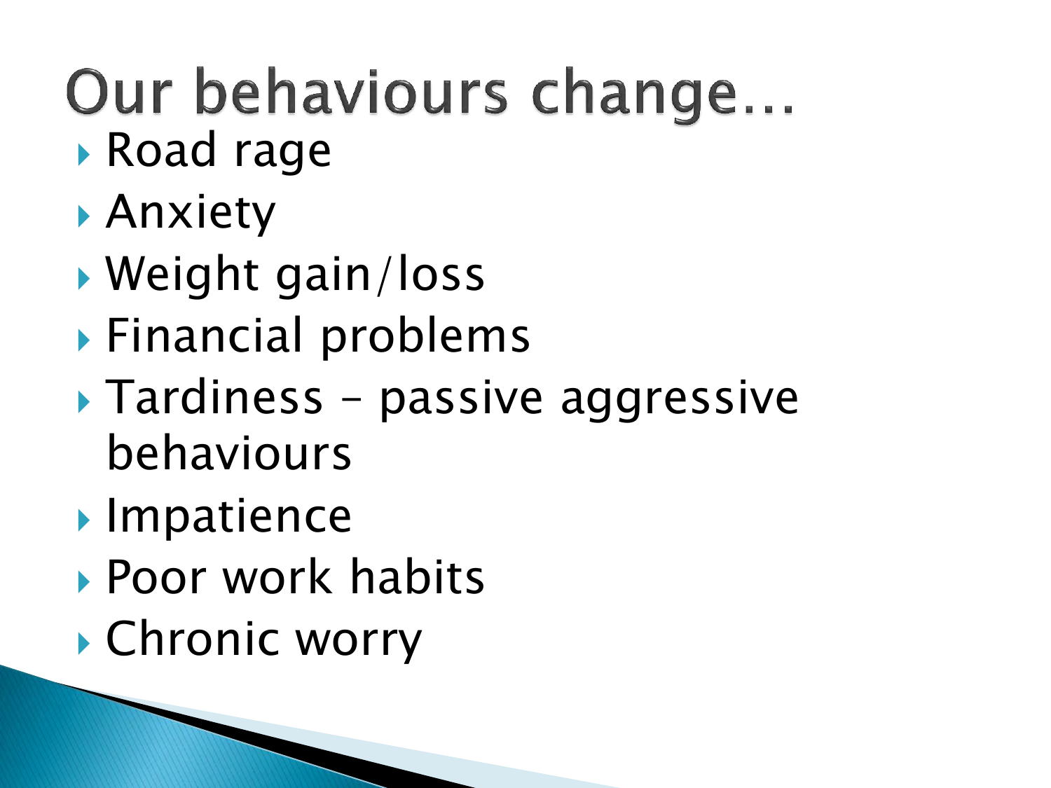# Our behaviours change…

- Road rage
- Anxiety
- Weight gain/loss
- Financial problems
- Tardiness – passive aggressive behaviours
- Impatience
- Poor work habits
- Chronic worry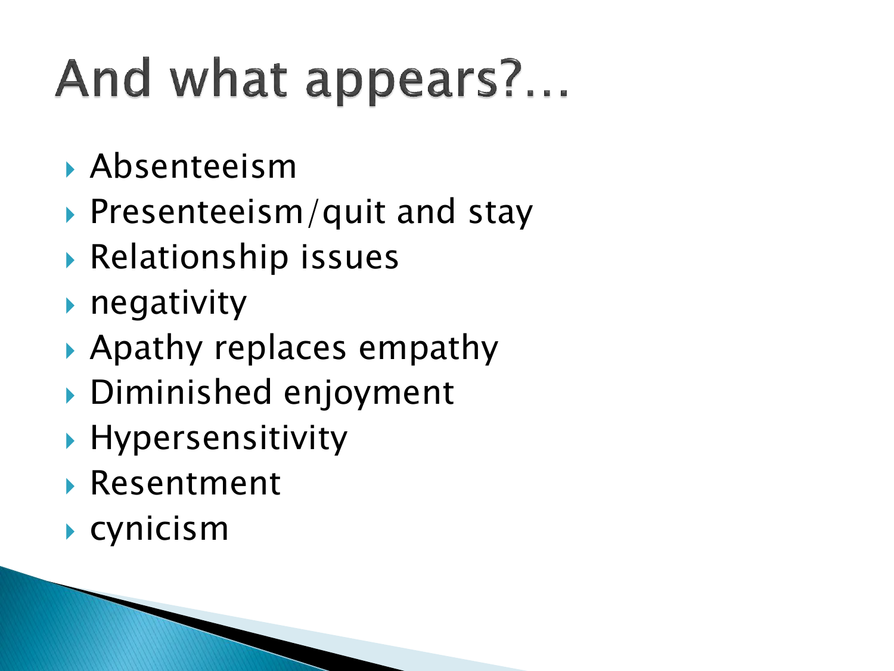# And what appears?…

- Absenteeism
- Presenteeism/quit and stay
- Relationship issues
- negativity
- Apathy replaces empathy
- Diminished enjoyment
- Hypersensitivity
- Resentment
- cynicism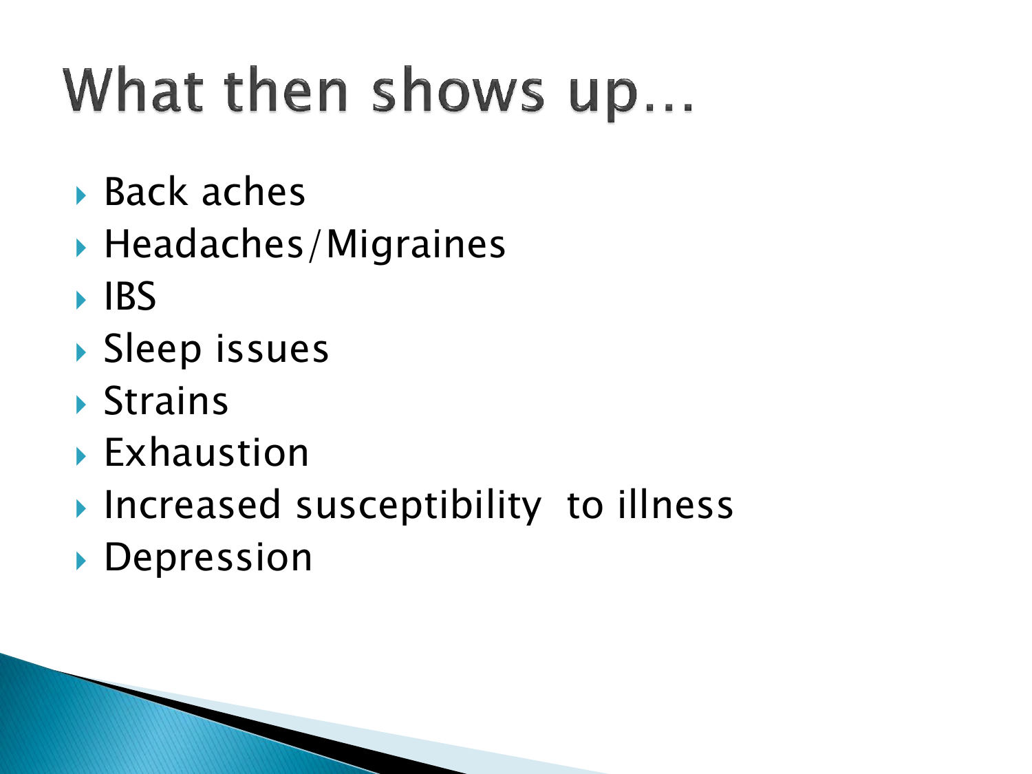# What then shows up…

- Back aches
- Headaches/Migraines
- IBS
- Sleep issues
- Strains
- Exhaustion
- Increased susceptibility to illness
- Depression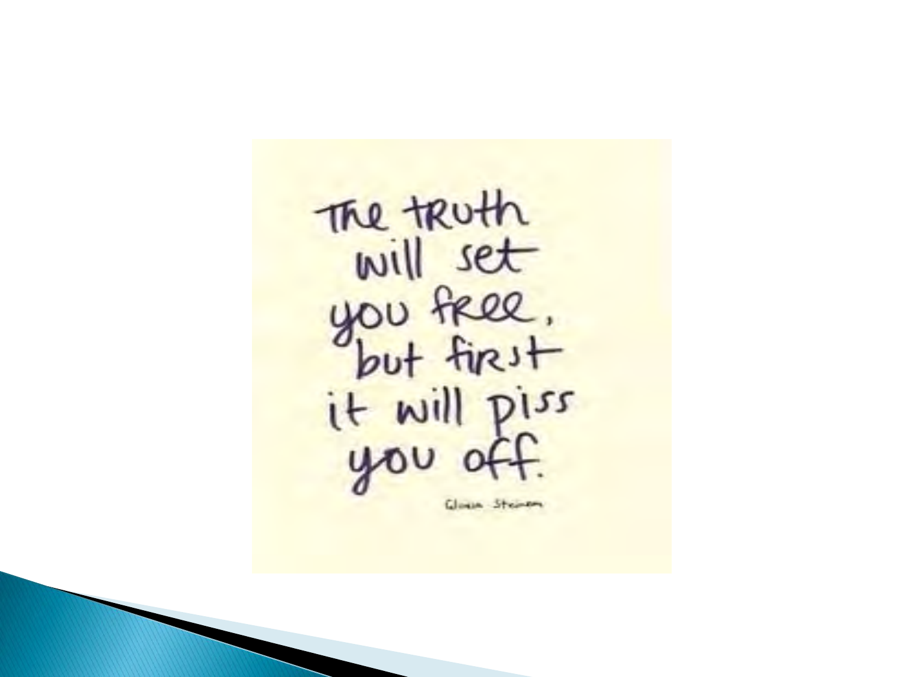The truth will set you free, but first it will piss you off.

Gloria Steinem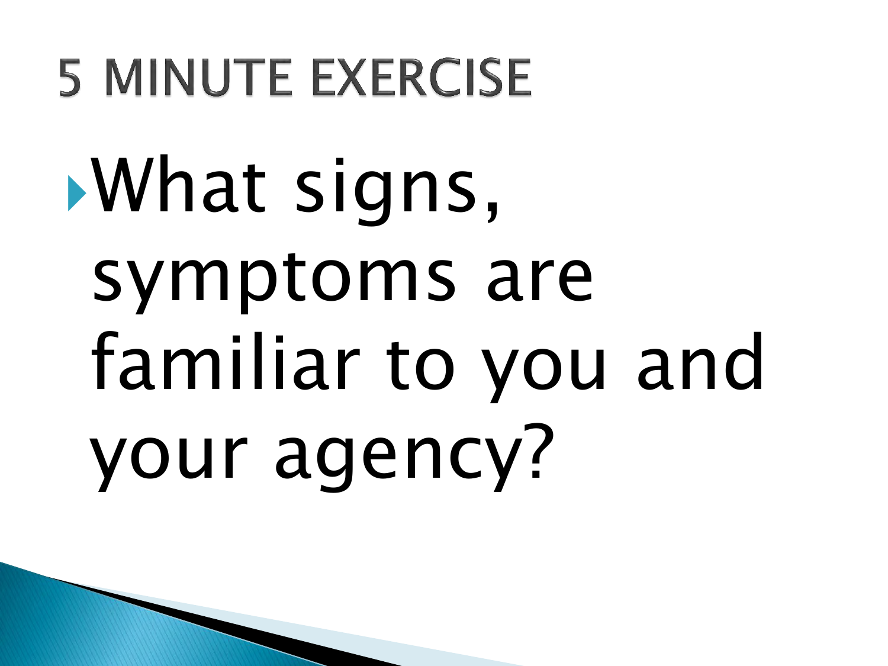# 5 MINUTE EXERCISE

- What signs, symptoms are familiar to you and your agency?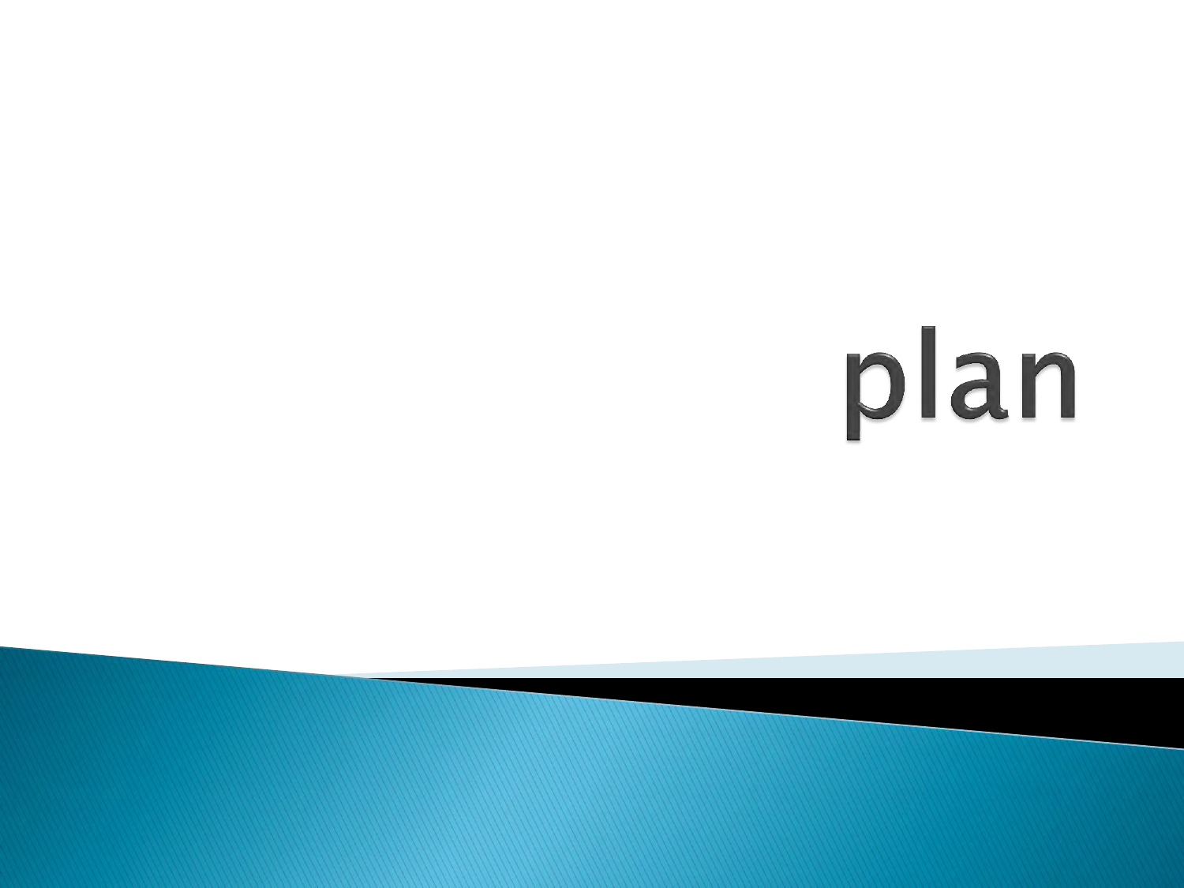# plan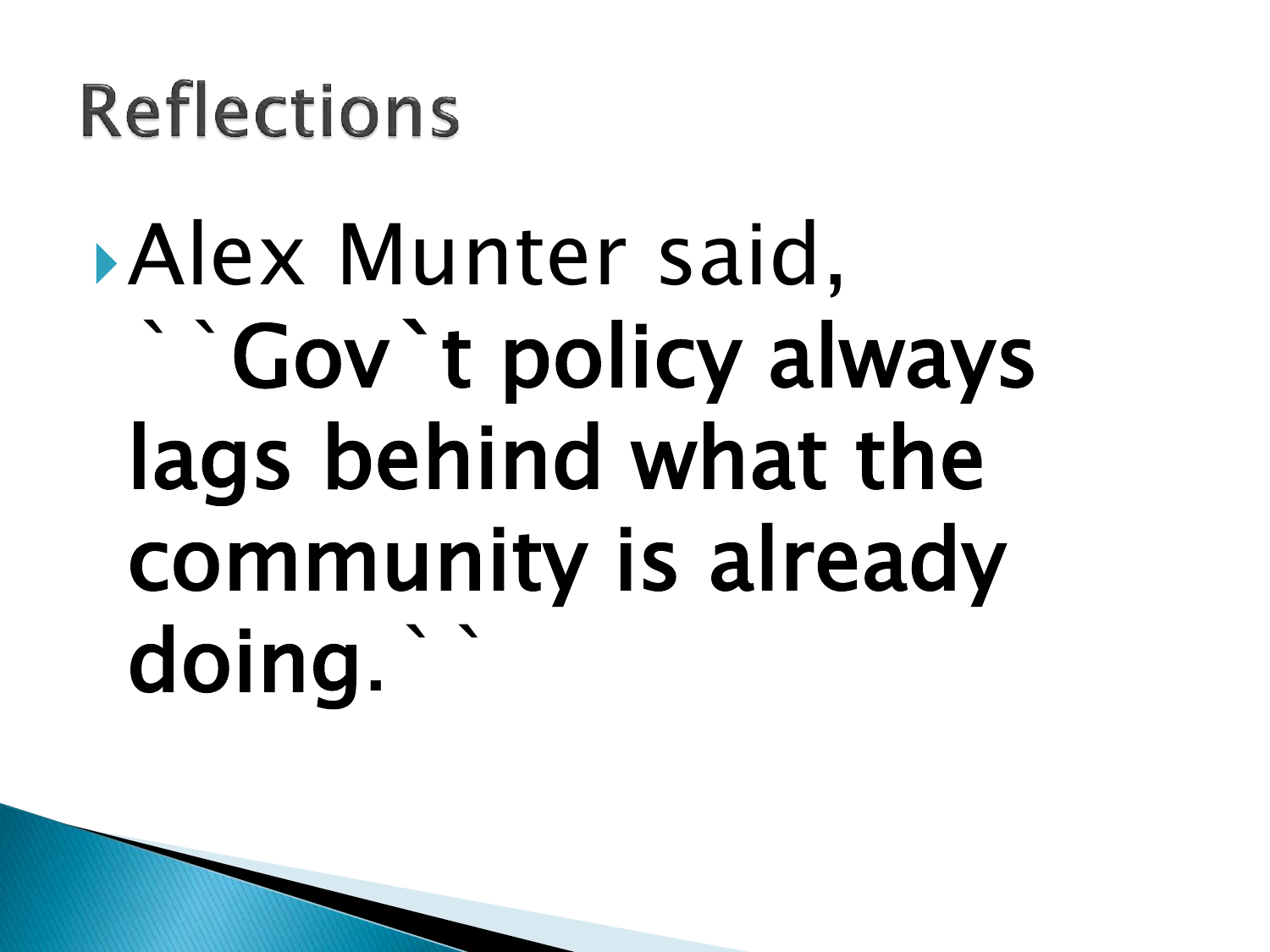# Reflections

- Alex Munter said, ``**Gov`t policy always lags behind what the community is already doing.**``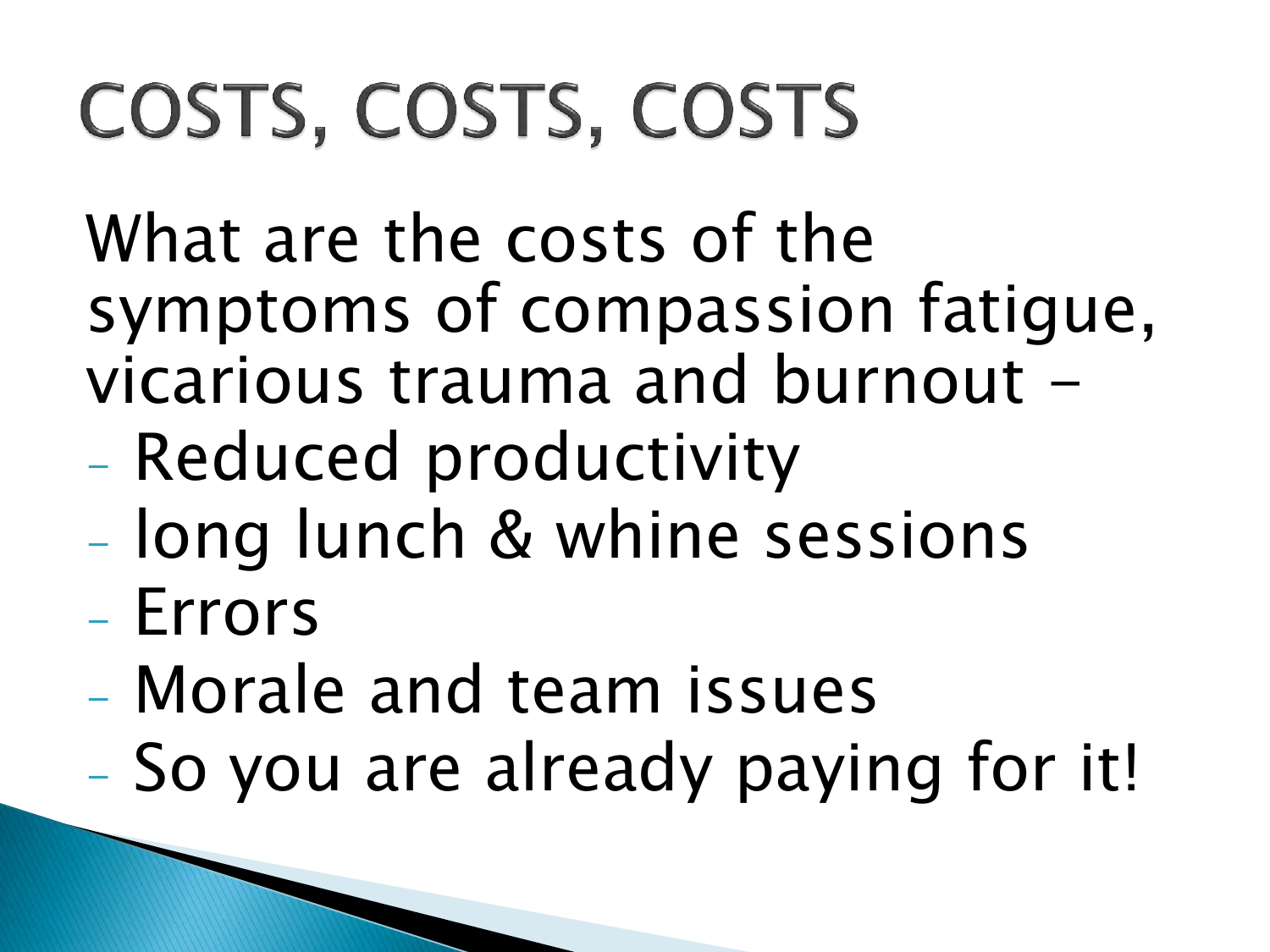# COSTS, COSTS, COSTS

What are the costs of the symptoms of compassion fatigue, vicarious trauma and burnout –

- Reduced productivity
- long lunch & whine sessions
- Errors
- Morale and team issues
- So you are already paying for it!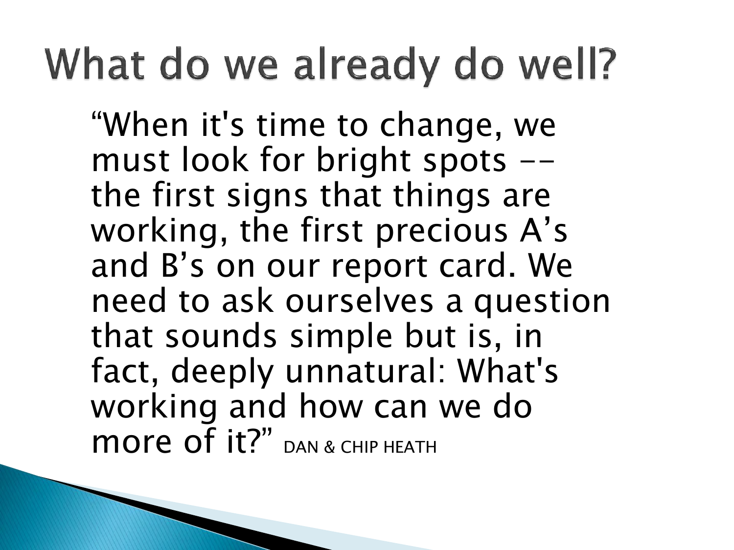# What do we already do well?

"When it's time to change, we must look for bright spots -- the first signs that things are working, the first precious A's and B's on our report card. We need to ask ourselves a question that sounds simple but is, in fact, deeply unnatural: What's working and how can we do more of it?" DAN & CHIP HEATH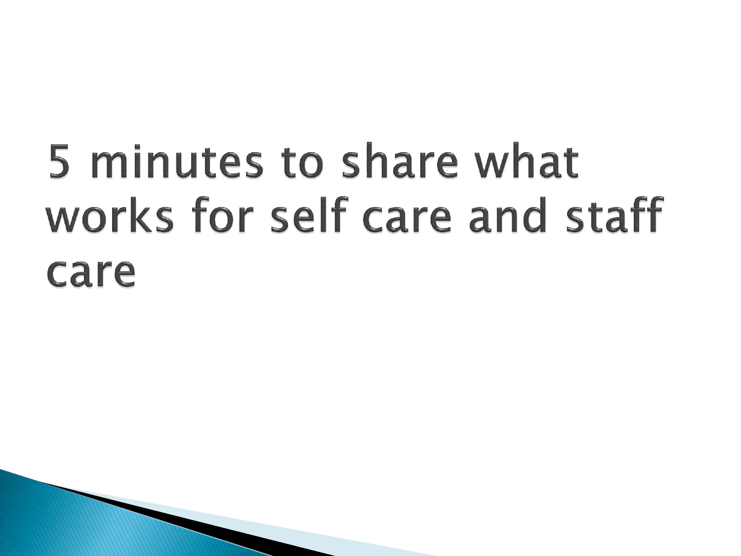# 5 minutes to share what works for self care and staff care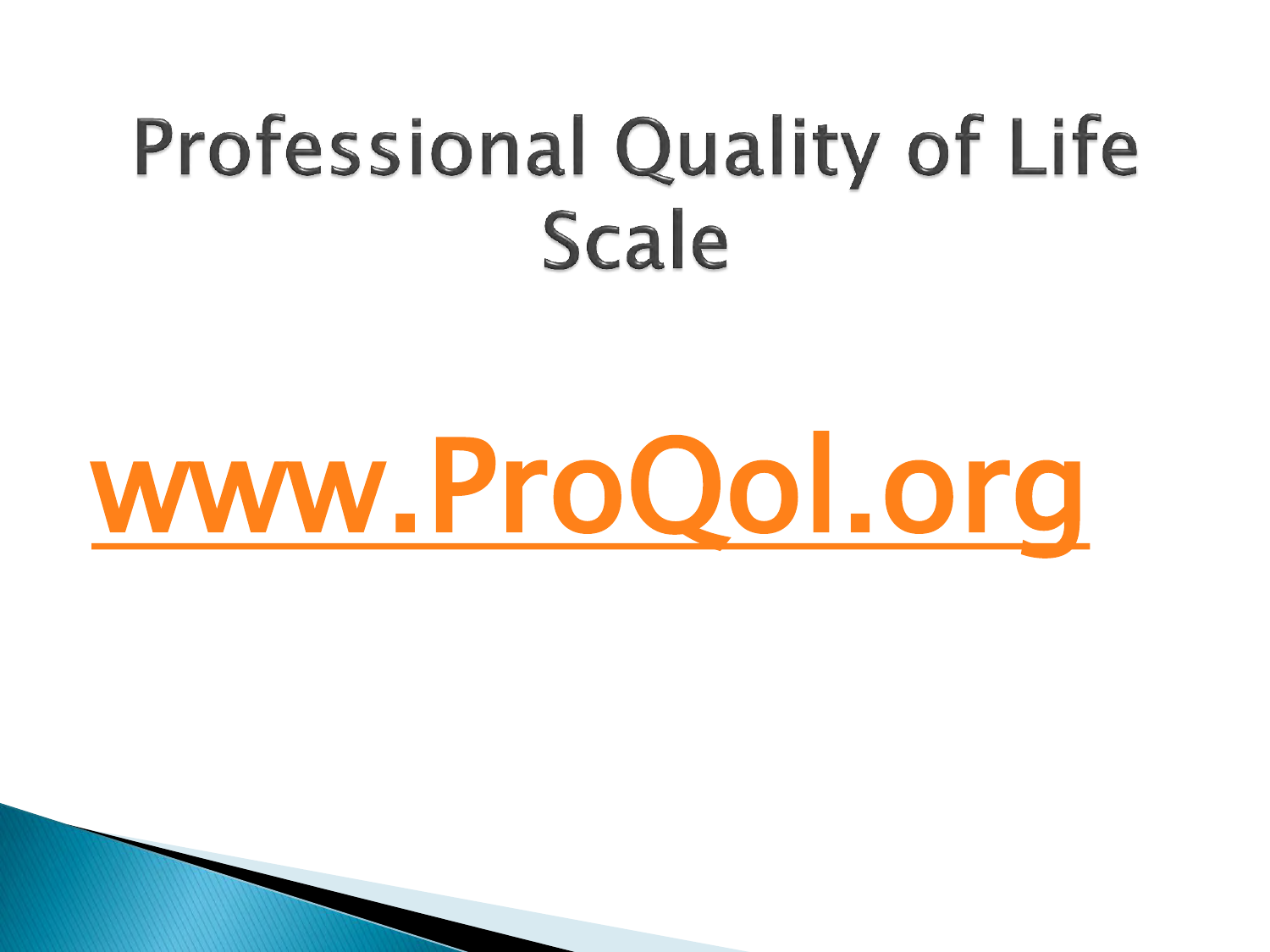# Professional Quality of Life Scale

[www.ProQol.org](http://www.ProQol.org)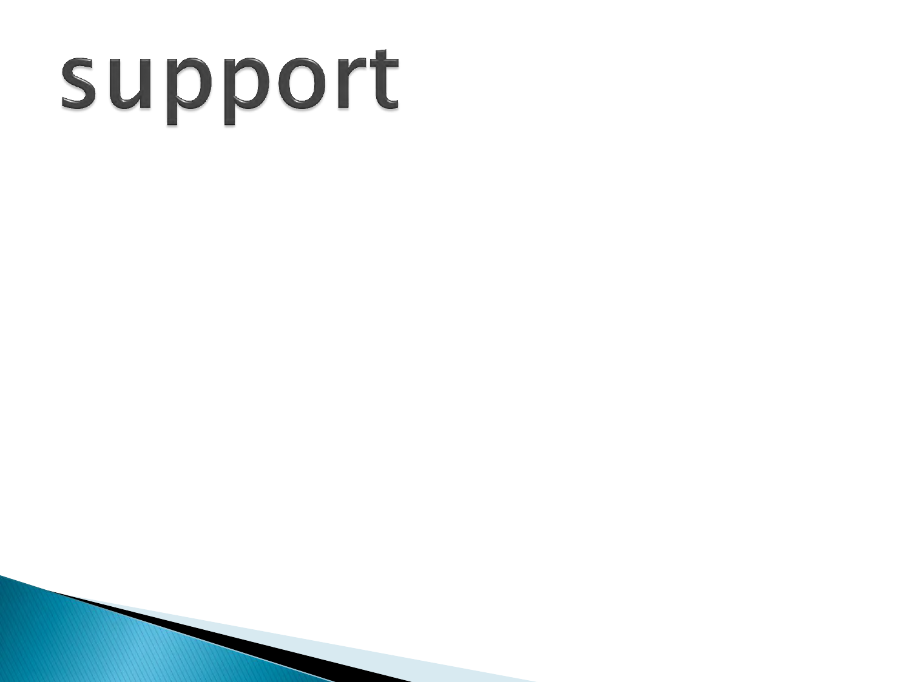# support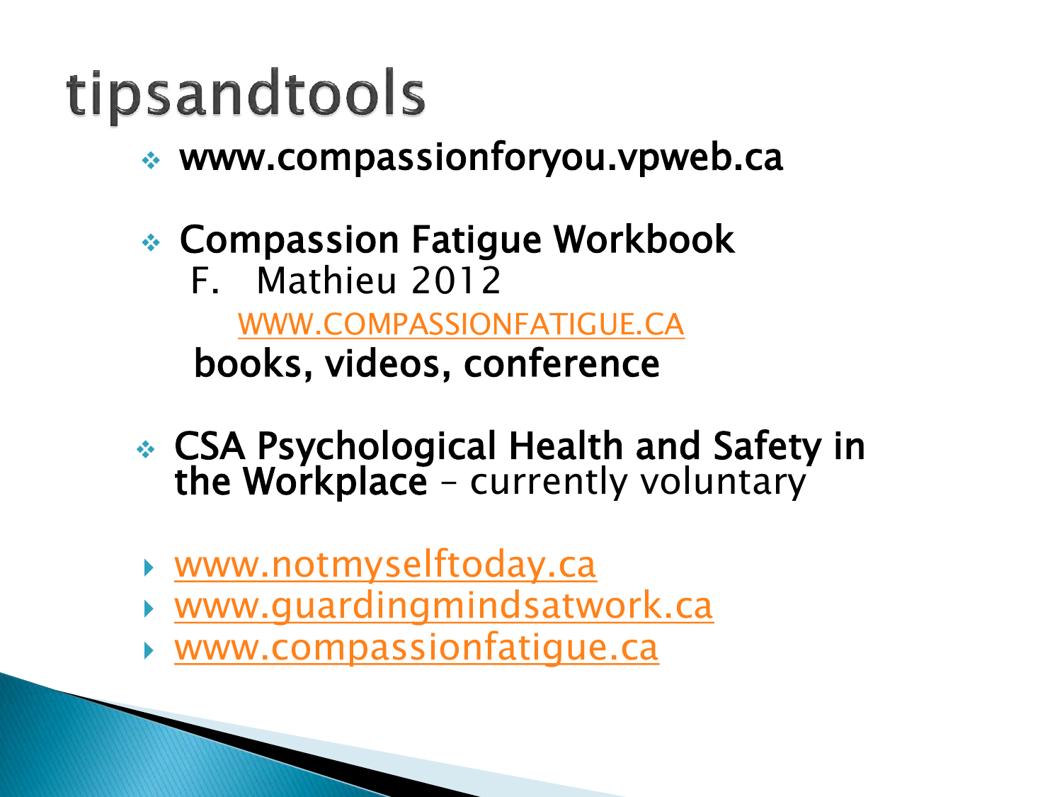# tipsandtools

- **www.compassionforyou.vpweb.ca**
- **Compassion Fatigue Workbook**
  F. Mathieu 2012
  WWW.COMPASSIONFATIGUE.CA
  **books, videos, conference**
- **CSA Psychological Health and Safety in the Workplace** – currently voluntary

- www.notmyselftoday.ca
- www.guardingmindsatwork.ca
- www.compassionfatigue.ca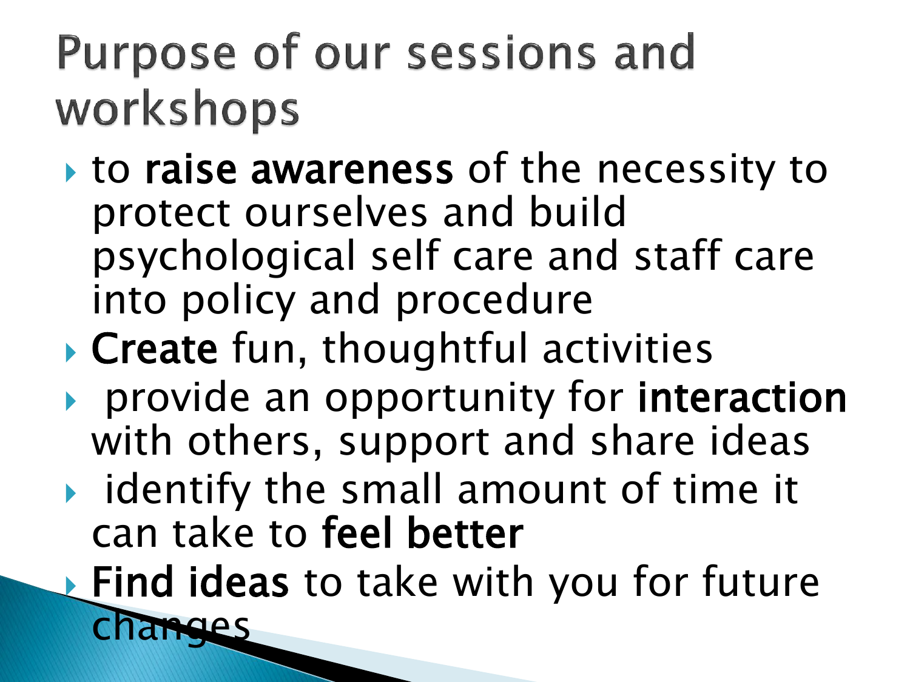# Purpose of our sessions and workshops

- to **raise awareness** of the necessity to protect ourselves and build psychological self care and staff care into policy and procedure
- **Create** fun, thoughtful activities
- provide an opportunity for **interaction** with others, support and share ideas
- identify the small amount of time it can take to **feel better**
- **Find ideas** to take with you for future changes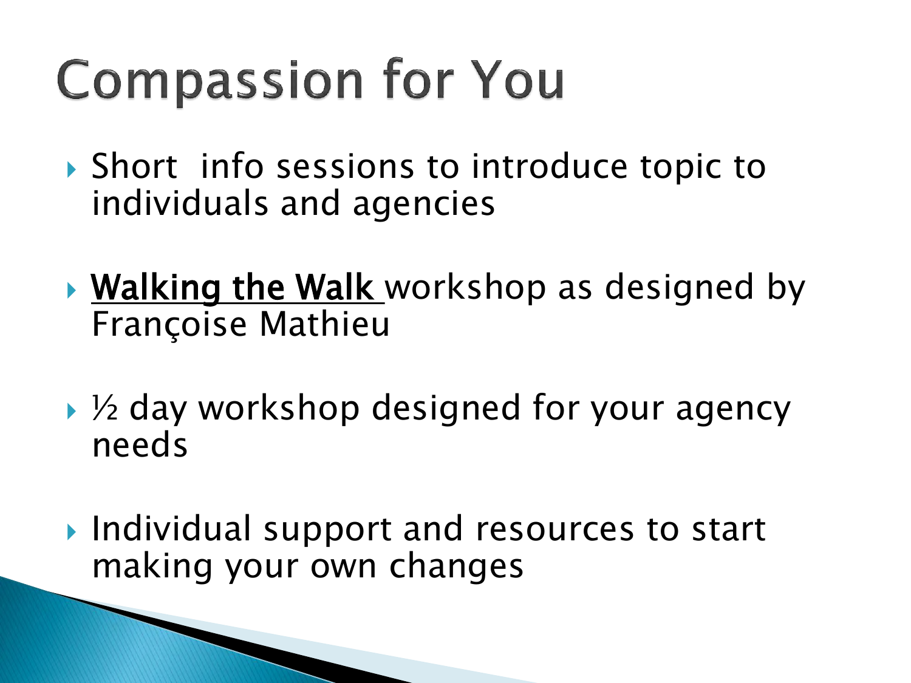# Compassion for You

- Short info sessions to introduce topic to individuals and agencies

- **Walking the Walk** workshop as designed by Françoise Mathieu

- ½ day workshop designed for your agency needs

- Individual support and resources to start making your own changes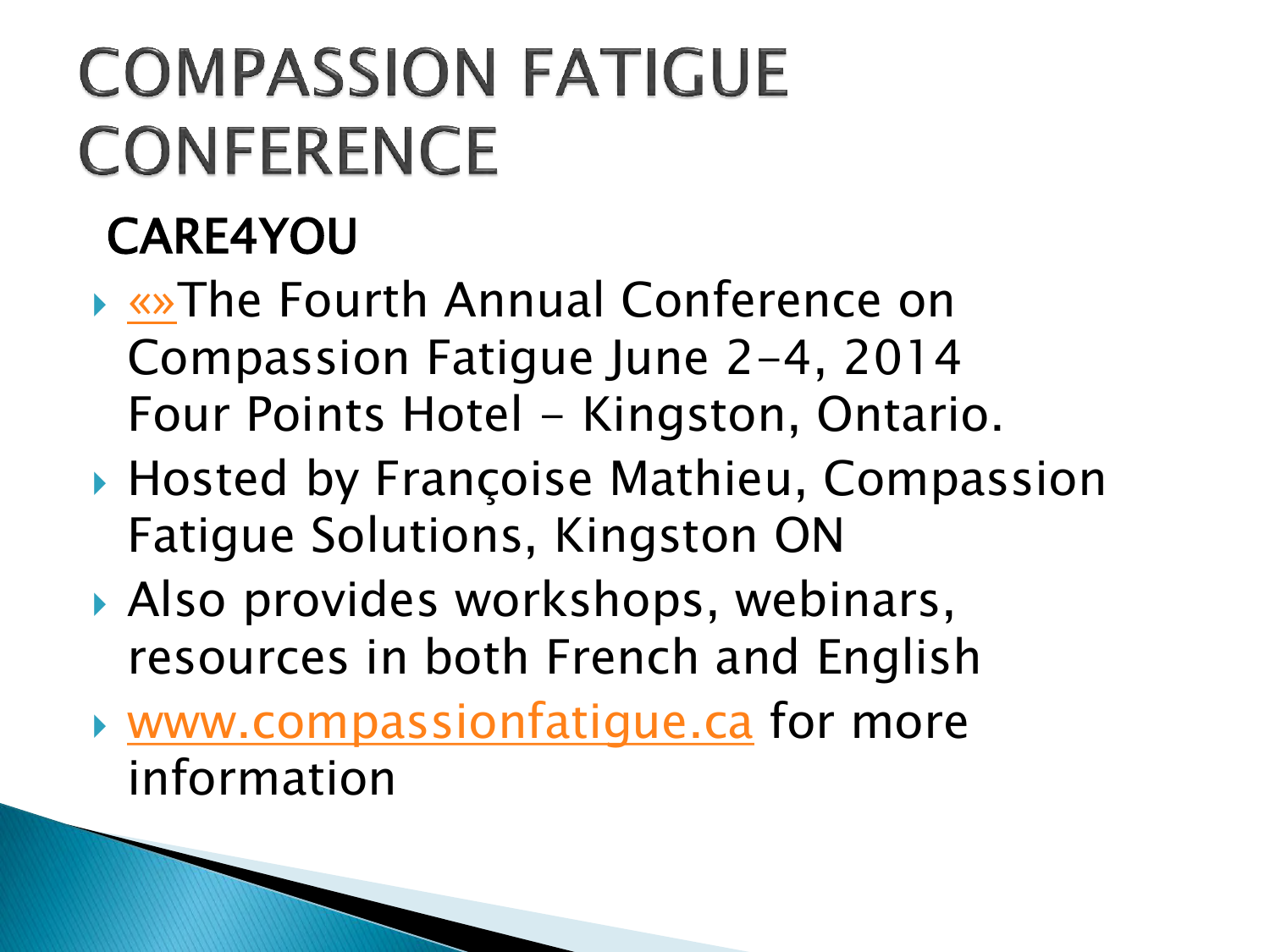# COMPASSION FATIGUE CONFERENCE

## CARE4YOU

- «»The Fourth Annual Conference on Compassion Fatigue June 2-4, 2014 Four Points Hotel - Kingston, Ontario.
- Hosted by Françoise Mathieu, Compassion Fatigue Solutions, Kingston ON
- Also provides workshops, webinars, resources in both French and English
- www.compassionfatigue.ca for more information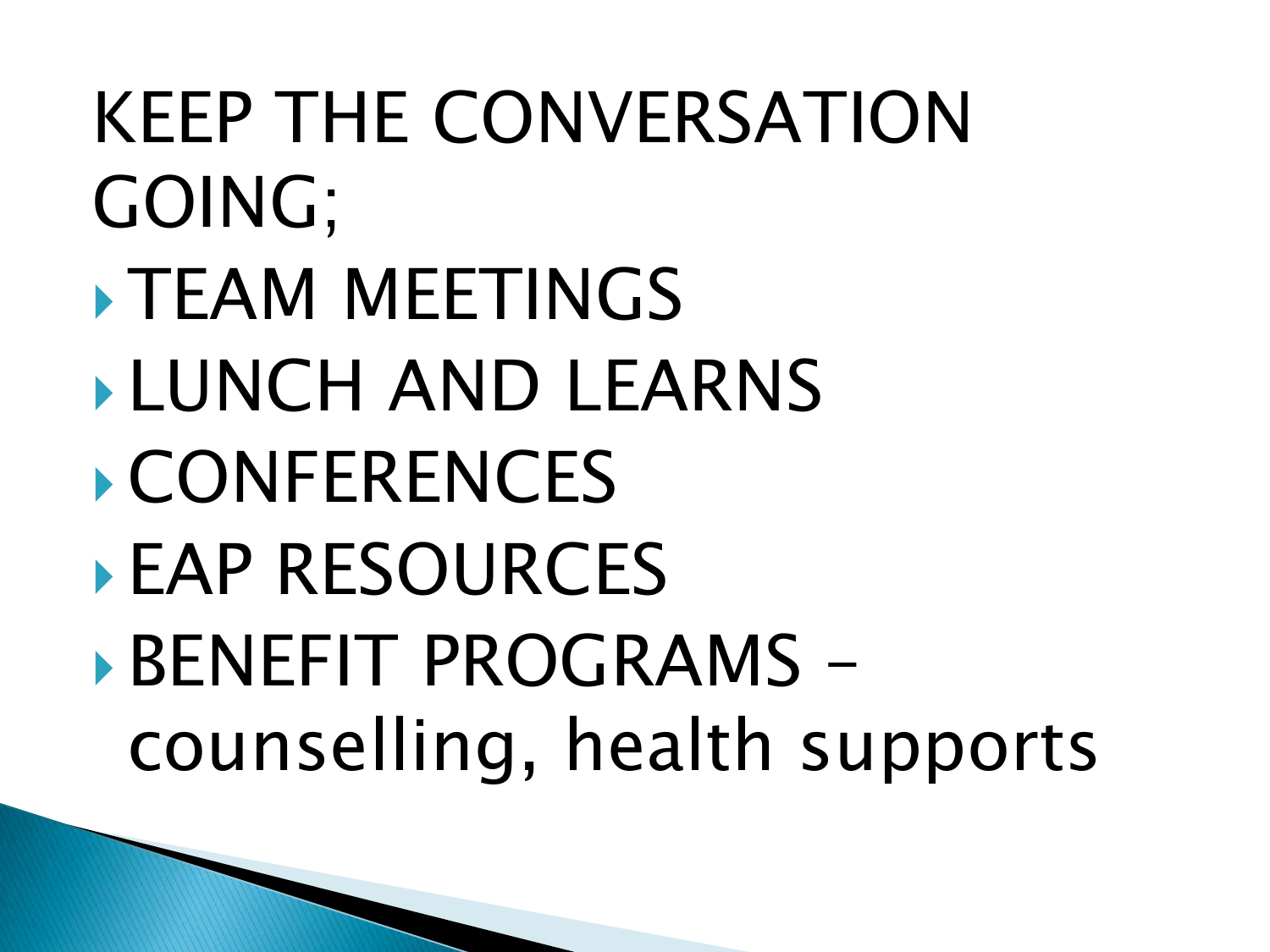# KEEP THE CONVERSATION GOING;

- TEAM MEETINGS
- LUNCH AND LEARNS
- CONFERENCES
- EAP RESOURCES
- BENEFIT PROGRAMS – counselling, health supports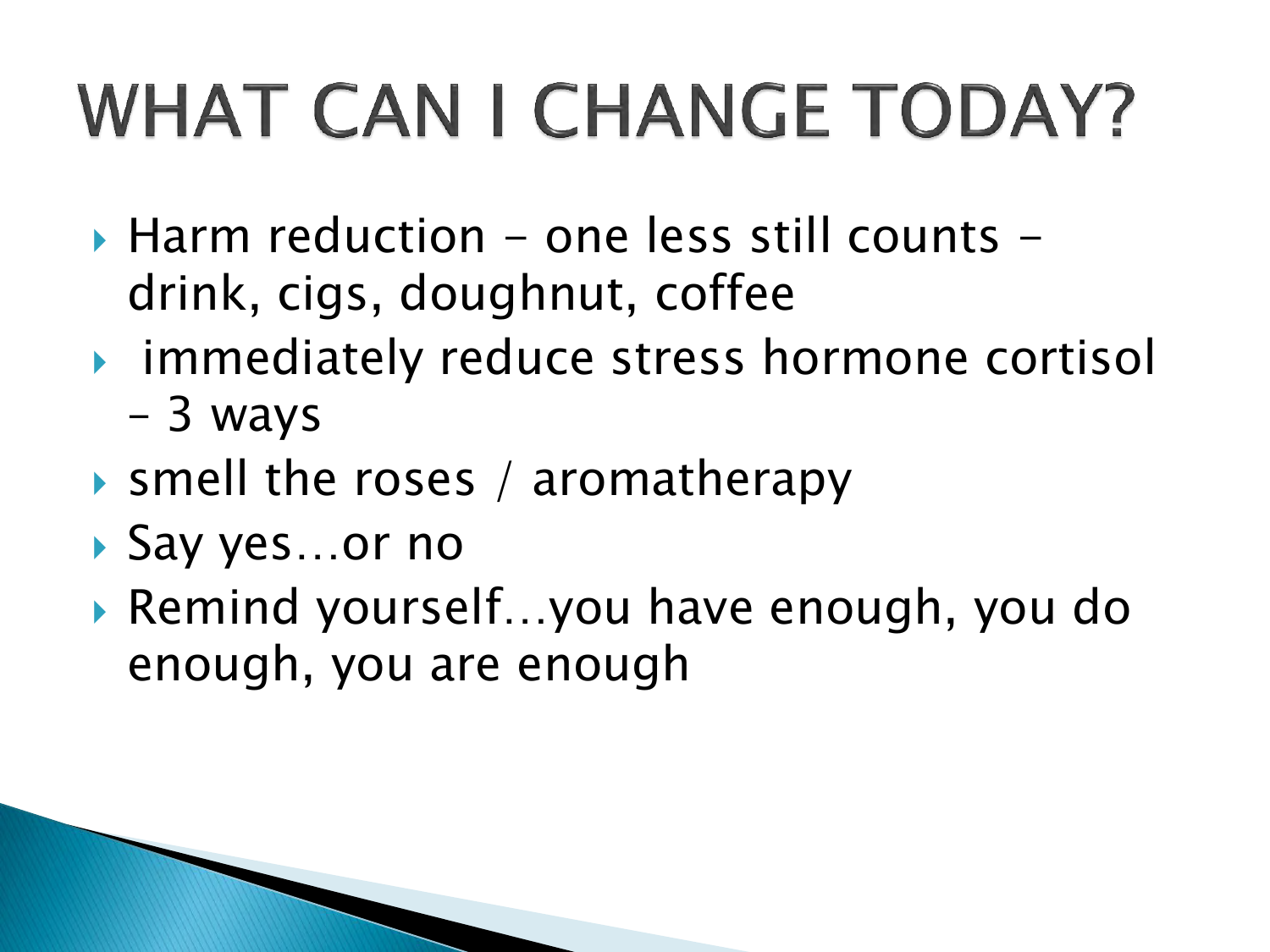# WHAT CAN I CHANGE TODAY?

- Harm reduction – one less still counts – drink, cigs, doughnut, coffee
- immediately reduce stress hormone cortisol – 3 ways
- smell the roses / aromatherapy
- Say yes…or no
- Remind yourself…you have enough, you do enough, you are enough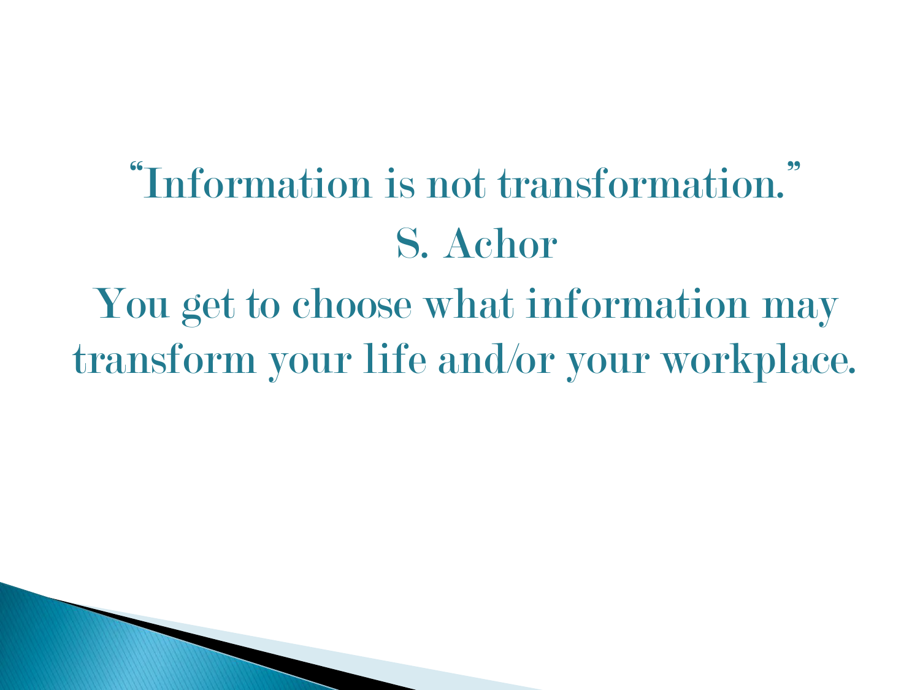"Information is not transformation."

S. Achor

You get to choose what information may transform your life and/or your workplace.